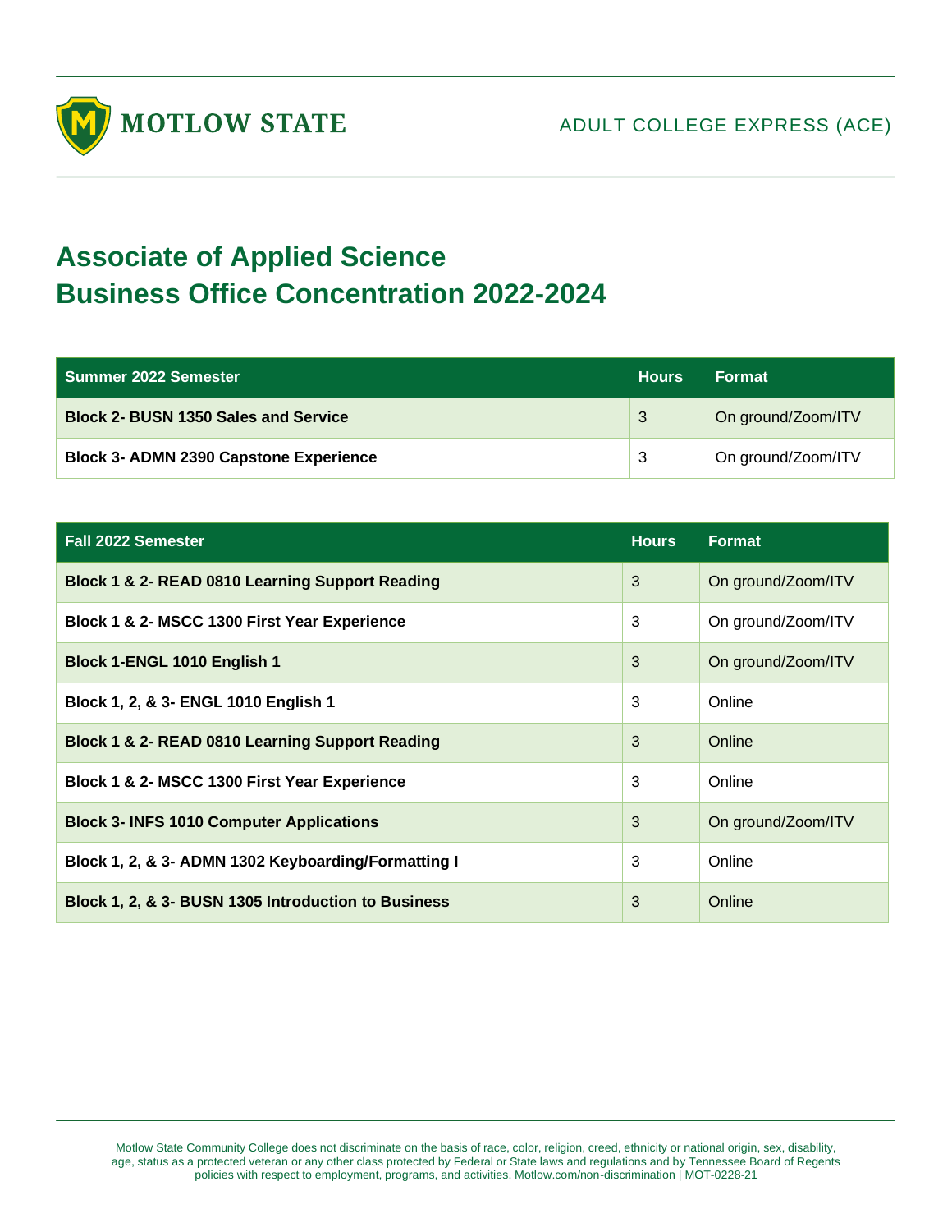MOTLOW STATE

ADULT COLLEGE EXPRESS (ACE)

# Associate of Applied Science
# Business Office Concentration 2022-2024

| Summer 2022 Semester | Hours | Format |
|---|---|---|
| **Block 2- BUSN 1350 Sales and Service** | 3 | On ground/Zoom/ITV |
| **Block 3- ADMN 2390 Capstone Experience** | 3 | On ground/Zoom/ITV |

| Fall 2022 Semester | Hours | Format |
|---|---|---|
| **Block 1 & 2- READ 0810 Learning Support Reading** | 3 | On ground/Zoom/ITV |
| **Block 1 & 2- MSCC 1300 First Year Experience** | 3 | On ground/Zoom/ITV |
| **Block 1-ENGL 1010 English 1** | 3 | On ground/Zoom/ITV |
| **Block 1, 2, & 3- ENGL 1010 English 1** | 3 | Online |
| **Block 1 & 2- READ 0810 Learning Support Reading** | 3 | Online |
| **Block 1 & 2- MSCC 1300 First Year Experience** | 3 | Online |
| **Block 3- INFS 1010 Computer Applications** | 3 | On ground/Zoom/ITV |
| **Block 1, 2, & 3- ADMN 1302 Keyboarding/Formatting I** | 3 | Online |
| **Block 1, 2, & 3- BUSN 1305 Introduction to Business** | 3 | Online |

Motlow State Community College does not discriminate on the basis of race, color, religion, creed, ethnicity or national origin, sex, disability, age, status as a protected veteran or any other class protected by Federal or State laws and regulations and by Tennessee Board of Regents policies with respect to employment, programs, and activities. Motlow.com/non-discrimination | MOT-0228-21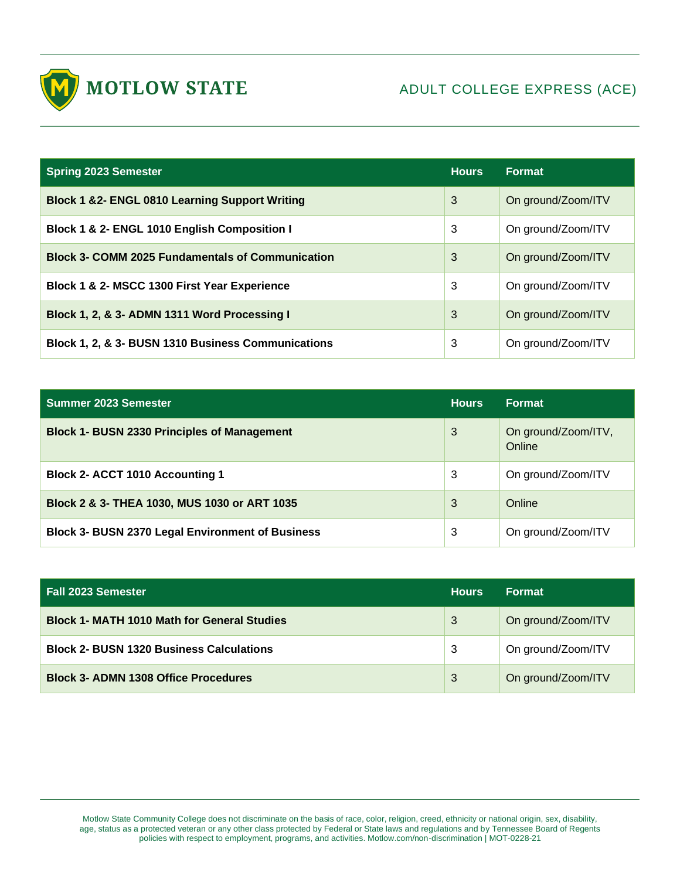MOTLOW STATE

# ADULT COLLEGE EXPRESS (ACE)

| Spring 2023 Semester | Hours | Format |
|---|---|---|
| **Block 1 &2- ENGL 0810 Learning Support Writing** | 3 | On ground/Zoom/ITV |
| **Block 1 & 2- ENGL 1010 English Composition I** | 3 | On ground/Zoom/ITV |
| **Block 3- COMM 2025 Fundamentals of Communication** | 3 | On ground/Zoom/ITV |
| **Block 1 & 2- MSCC 1300 First Year Experience** | 3 | On ground/Zoom/ITV |
| **Block 1, 2, & 3- ADMN 1311 Word Processing I** | 3 | On ground/Zoom/ITV |
| **Block 1, 2, & 3- BUSN 1310 Business Communications** | 3 | On ground/Zoom/ITV |

| Summer 2023 Semester | Hours | Format |
|---|---|---|
| **Block 1- BUSN 2330 Principles of Management** | 3 | On ground/Zoom/ITV, Online |
| **Block 2- ACCT 1010 Accounting 1** | 3 | On ground/Zoom/ITV |
| **Block 2 & 3- THEA 1030, MUS 1030 or ART 1035** | 3 | Online |
| **Block 3- BUSN 2370 Legal Environment of Business** | 3 | On ground/Zoom/ITV |

| Fall 2023 Semester | Hours | Format |
|---|---|---|
| **Block 1- MATH 1010 Math for General Studies** | 3 | On ground/Zoom/ITV |
| **Block 2- BUSN 1320 Business Calculations** | 3 | On ground/Zoom/ITV |
| **Block 3- ADMN 1308 Office Procedures** | 3 | On ground/Zoom/ITV |

Motlow State Community College does not discriminate on the basis of race, color, religion, creed, ethnicity or national origin, sex, disability, age, status as a protected veteran or any other class protected by Federal or State laws and regulations and by Tennessee Board of Regents policies with respect to employment, programs, and activities. Motlow.com/non-discrimination | MOT-0228-21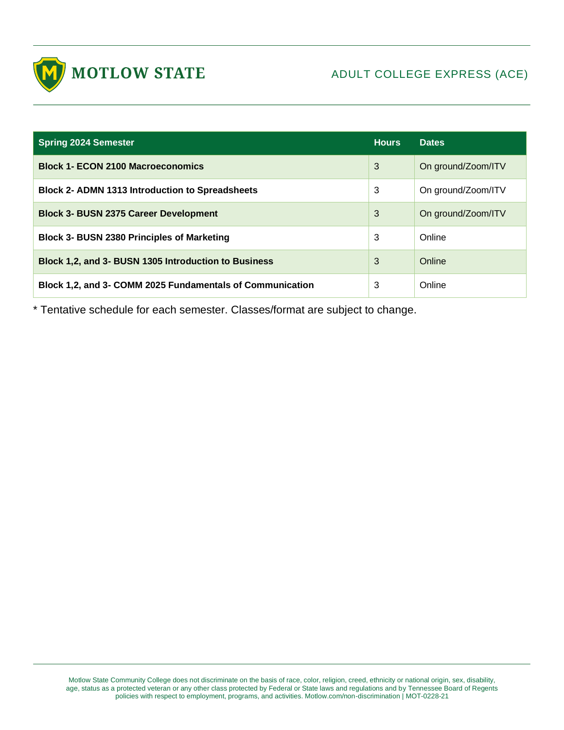MOTLOW STATE

ADULT COLLEGE EXPRESS (ACE)

| Spring 2024 Semester | Hours | Dates |
|---|---|---|
| **Block 1- ECON 2100 Macroeconomics** | 3 | On ground/Zoom/ITV |
| **Block 2- ADMN 1313 Introduction to Spreadsheets** | 3 | On ground/Zoom/ITV |
| **Block 3- BUSN 2375 Career Development** | 3 | On ground/Zoom/ITV |
| **Block 3- BUSN 2380 Principles of Marketing** | 3 | Online |
| **Block 1,2, and 3- BUSN 1305 Introduction to Business** | 3 | Online |
| **Block 1,2, and 3- COMM 2025 Fundamentals of Communication** | 3 | Online |

* Tentative schedule for each semester. Classes/format are subject to change.

Motlow State Community College does not discriminate on the basis of race, color, religion, creed, ethnicity or national origin, sex, disability, age, status as a protected veteran or any other class protected by Federal or State laws and regulations and by Tennessee Board of Regents policies with respect to employment, programs, and activities. Motlow.com/non-discrimination | MOT-0228-21